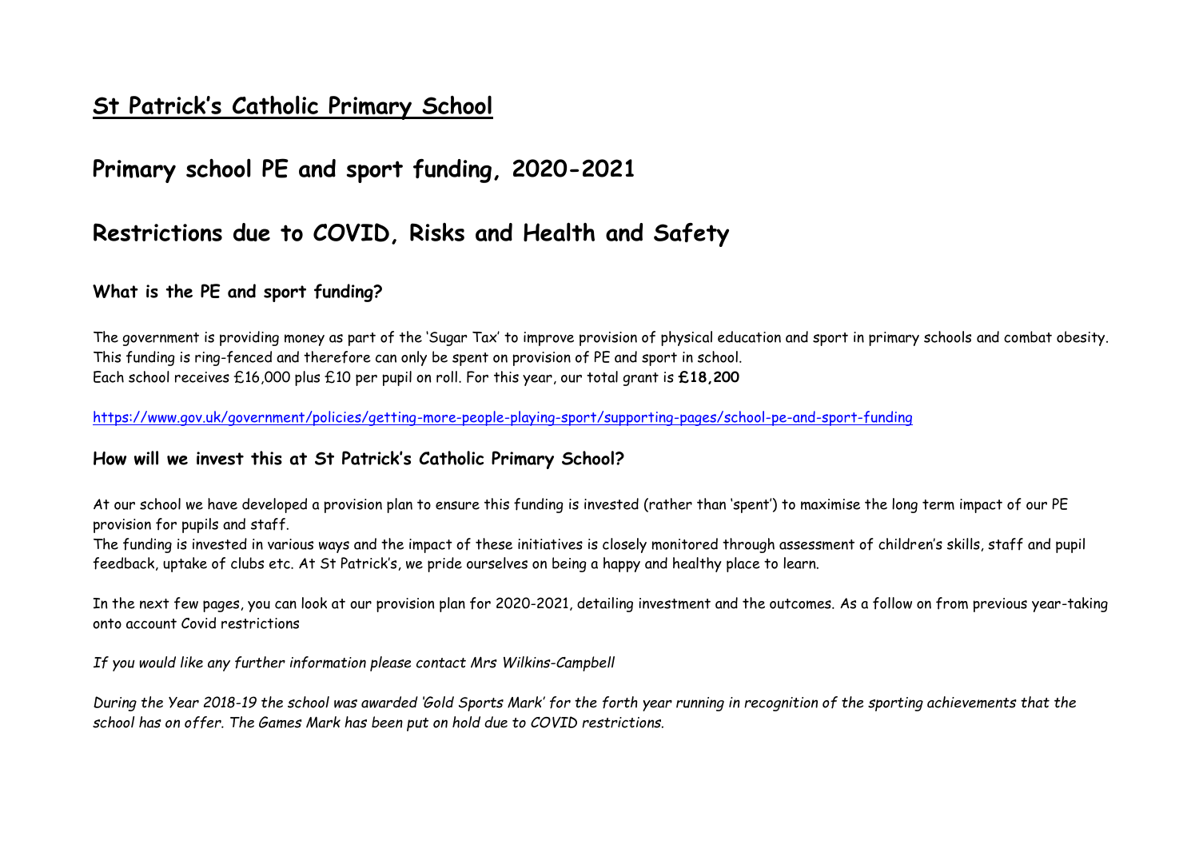# St Patrick's Catholic Primary School

## Primary school PE and sport funding, 2020-2021

## Restrictions due to COVID, Risks and Health and Safety

### What is the PE and sport funding?

The government is providing money as part of the 'Sugar Tax' to improve provision of physical education and sport in primary schools and combat obesity. This funding is ring-fenced and therefore can only be spent on provision of PE and sport in school.
Each school receives £16,000 plus £10 per pupil on roll. For this year, our total grant is **£18,200**

https://www.gov.uk/government/policies/getting-more-people-playing-sport/supporting-pages/school-pe-and-sport-funding

### How will we invest this at St Patrick's Catholic Primary School?

At our school we have developed a provision plan to ensure this funding is invested (rather than 'spent') to maximise the long term impact of our PE provision for pupils and staff.
The funding is invested in various ways and the impact of these initiatives is closely monitored through assessment of children's skills, staff and pupil feedback, uptake of clubs etc. At St Patrick's, we pride ourselves on being a happy and healthy place to learn.

In the next few pages, you can look at our provision plan for 2020-2021, detailing investment and the outcomes. As a follow on from previous year-taking onto account Covid restrictions

*If you would like any further information please contact Mrs Wilkins-Campbell*

*During the Year 2018-19 the school was awarded 'Gold Sports Mark' for the forth year running in recognition of the sporting achievements that the school has on offer. The Games Mark has been put on hold due to COVID restrictions.*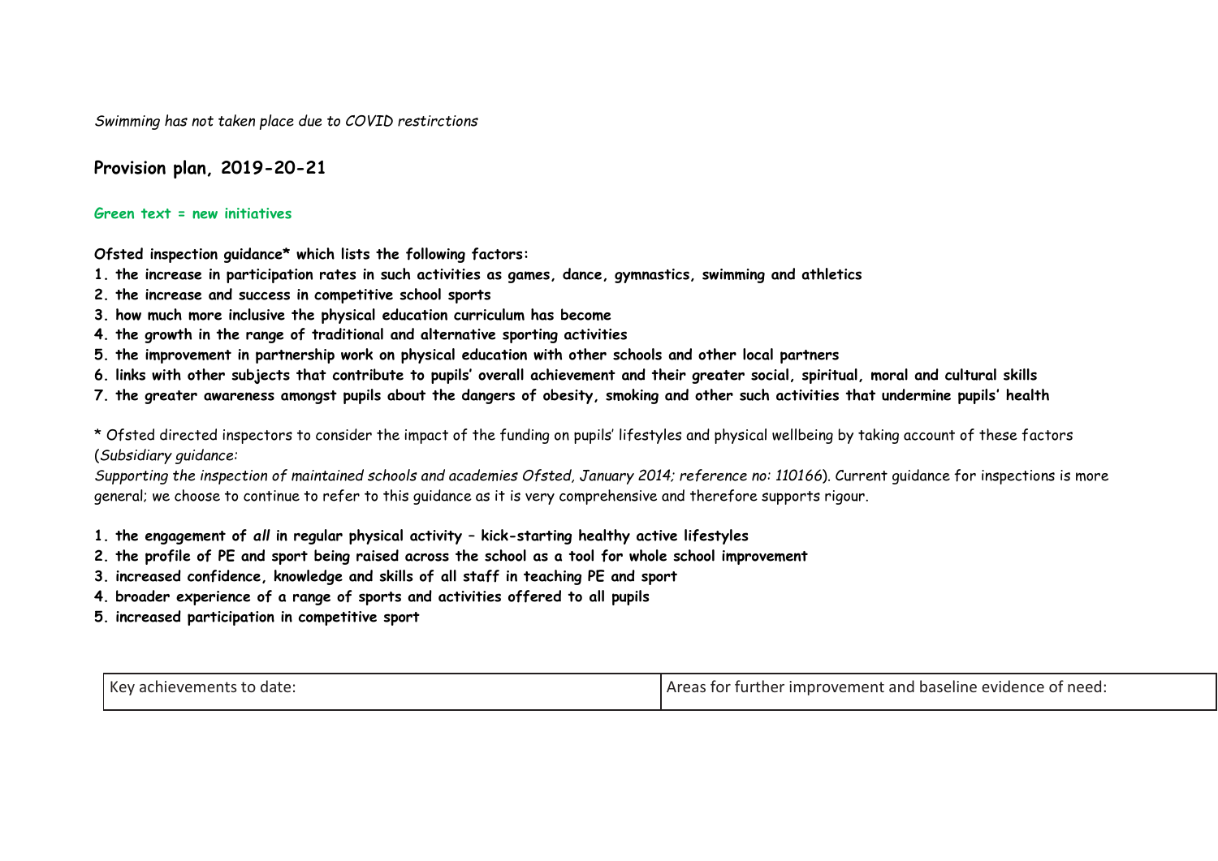*Swimming has not taken place due to COVID restirctions*

## Provision plan, 2019-20-21

**Green text = new initiatives**

**Ofsted inspection guidance* which lists the following factors:**

1. **the increase in participation rates in such activities as games, dance, gymnastics, swimming and athletics**
2. **the increase and success in competitive school sports**
3. **how much more inclusive the physical education curriculum has become**
4. **the growth in the range of traditional and alternative sporting activities**
5. **the improvement in partnership work on physical education with other schools and other local partners**
6. **links with other subjects that contribute to pupils' overall achievement and their greater social, spiritual, moral and cultural skills**
7. **the greater awareness amongst pupils about the dangers of obesity, smoking and other such activities that undermine pupils' health**

* Ofsted directed inspectors to consider the impact of the funding on pupils' lifestyles and physical wellbeing by taking account of these factors (*Subsidiary guidance: Supporting the inspection of maintained schools and academies Ofsted, January 2014; reference no: 110166*). Current guidance for inspections is more general; we choose to continue to refer to this guidance as it is very comprehensive and therefore supports rigour.

1. **the engagement of *all* in regular physical activity – kick-starting healthy active lifestyles**
2. **the profile of PE and sport being raised across the school as a tool for whole school improvement**
3. **increased confidence, knowledge and skills of all staff in teaching PE and sport**
4. **broader experience of a range of sports and activities offered to all pupils**
5. **increased participation in competitive sport**

| Key achievements to date: | Areas for further improvement and baseline evidence of need: |
| --- | --- |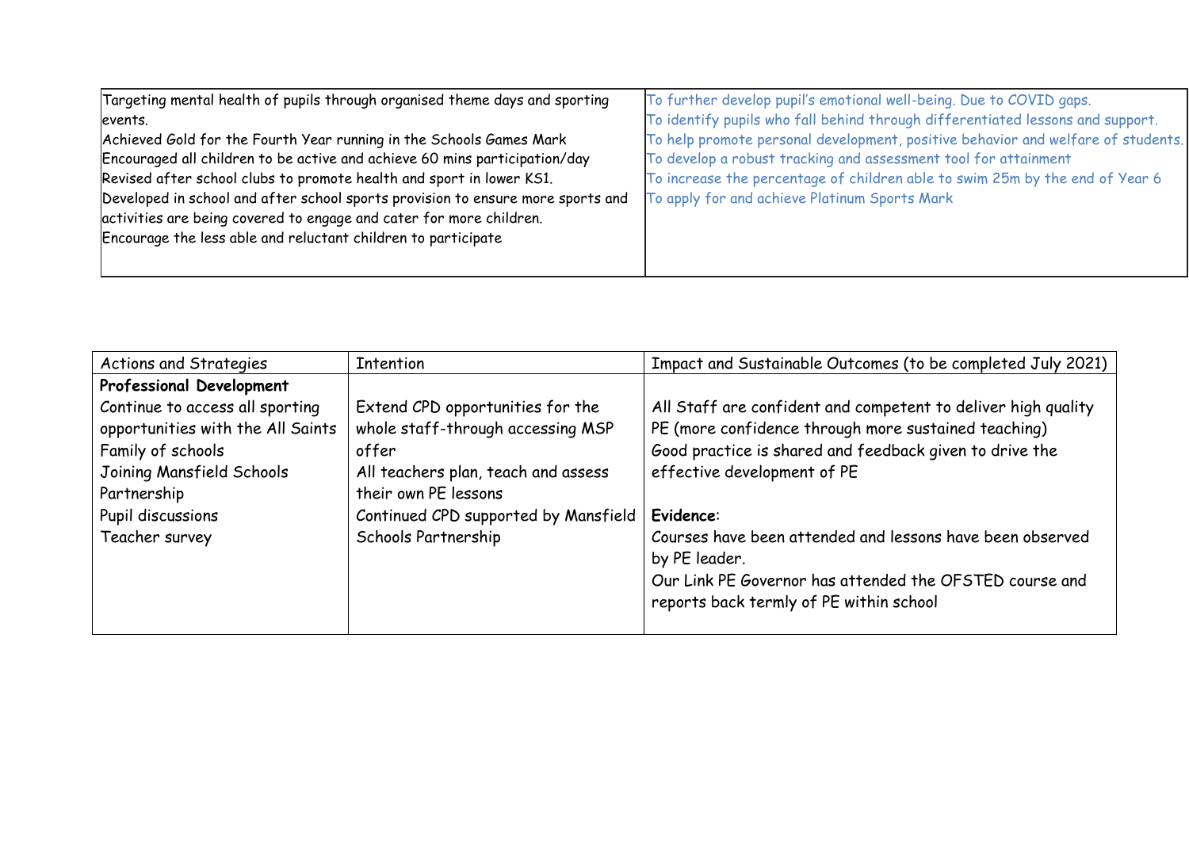| | |
|---|---|
| Targeting mental health of pupils through organised theme days and sporting events.<br>Achieved Gold for the Fourth Year running in the Schools Games Mark<br>Encouraged all children to be active and achieve 60 mins participation/day<br>Revised after school clubs to promote health and sport in lower KS1.<br>Developed in school and after school sports provision to ensure more sports and activities are being covered to engage and cater for more children.<br>Encourage the less able and reluctant children to participate | To further develop pupil's emotional well-being. Due to COVID gaps.<br>To identify pupils who fall behind through differentiated lessons and support.<br>To help promote personal development, positive behavior and welfare of students.<br>To develop a robust tracking and assessment tool for attainment<br>To increase the percentage of children able to swim 25m by the end of Year 6<br>To apply for and achieve Platinum Sports Mark |

| Actions and Strategies | Intention | Impact and Sustainable Outcomes (to be completed July 2021) |
|---|---|---|
| **Professional Development**<br>Continue to access all sporting opportunities with the All Saints Family of schools<br>Joining Mansfield Schools Partnership<br>Pupil discussions<br>Teacher survey | Extend CPD opportunities for the whole staff-through accessing MSP offer<br>All teachers plan, teach and assess their own PE lessons<br>Continued CPD supported by Mansfield Schools Partnership | All Staff are confident and competent to deliver high quality PE (more confidence through more sustained teaching)<br>Good practice is shared and feedback given to drive the effective development of PE<br><br>**Evidence**:<br>Courses have been attended and lessons have been observed by PE leader.<br>Our Link PE Governor has attended the OFSTED course and reports back termly of PE within school |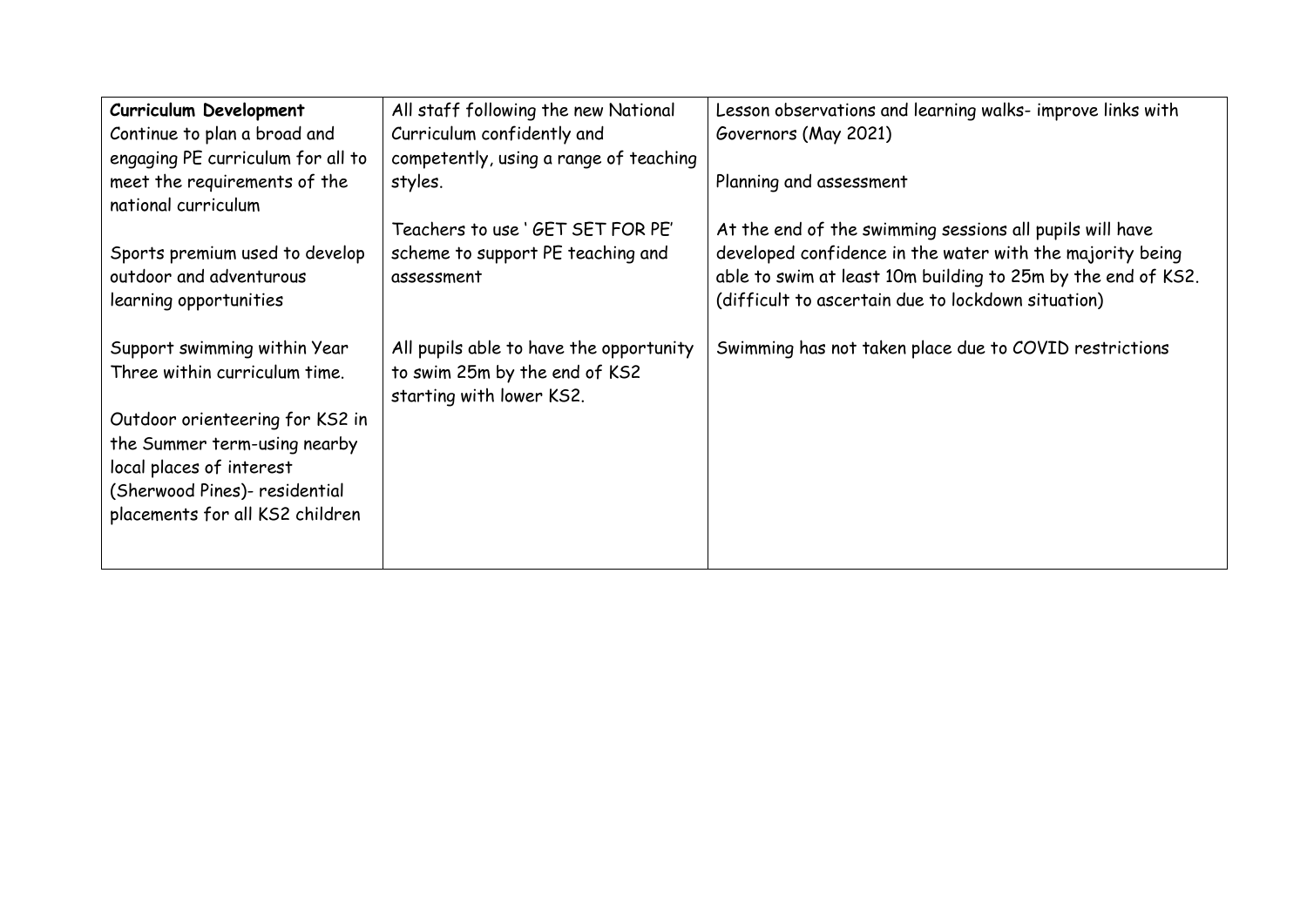| | | |
|---|---|---|
| **Curriculum Development**<br>Continue to plan a broad and engaging PE curriculum for all to meet the requirements of the national curriculum<br><br>Sports premium used to develop outdoor and adventurous learning opportunities<br><br>Support swimming within Year Three within curriculum time.<br><br>Outdoor orienteering for KS2 in the Summer term-using nearby local places of interest (Sherwood Pines)- residential placements for all KS2 children | All staff following the new National Curriculum confidently and competently, using a range of teaching styles.<br><br>Teachers to use ' GET SET FOR PE' scheme to support PE teaching and assessment<br><br>All pupils able to have the opportunity to swim 25m by the end of KS2 starting with lower KS2. | Lesson observations and learning walks- improve links with Governors (May 2021)<br><br>Planning and assessment<br><br>At the end of the swimming sessions all pupils will have developed confidence in the water with the majority being able to swim at least 10m building to 25m by the end of KS2. (difficult to ascertain due to lockdown situation)<br><br>Swimming has not taken place due to COVID restrictions |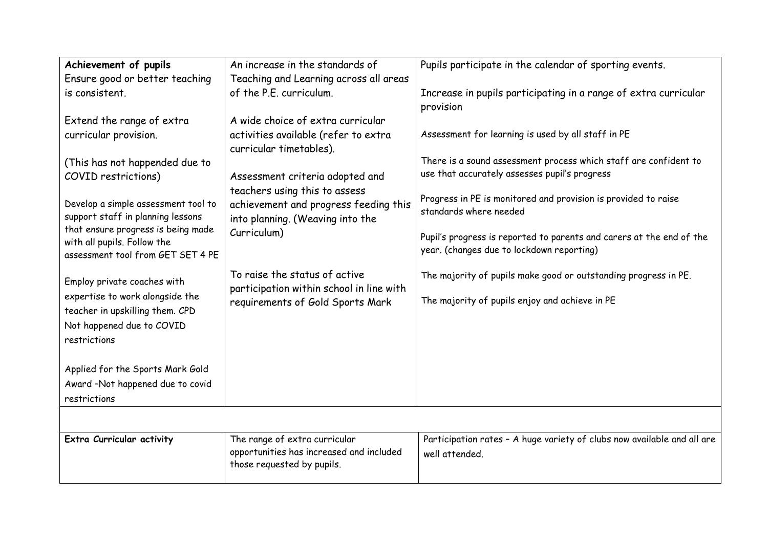| | | |
|---|---|---|
| **Achievement of pupils**<br>Ensure good or better teaching is consistent.<br><br>Extend the range of extra curricular provision.<br><br>(This has not happended due to COVID restrictions)<br><br>Develop a simple assessment tool to support staff in planning lessons that ensure progress is being made with all pupils. Follow the assessment tool from GET SET 4 PE<br><br>Employ private coaches with expertise to work alongside the teacher in upskilling them. CPD Not happened due to COVID restrictions<br><br>Applied for the Sports Mark Gold Award –Not happened due to covid restrictions | An increase in the standards of Teaching and Learning across all areas of the P.E. curriculum.<br><br>A wide choice of extra curricular activities available (refer to extra curricular timetables).<br><br>Assessment criteria adopted and teachers using this to assess achievement and progress feeding this into planning. (Weaving into the Curriculum)<br><br>To raise the status of active participation within school in line with requirements of Gold Sports Mark | Pupils participate in the calendar of sporting events.<br><br>Increase in pupils participating in a range of extra curricular provision<br><br>Assessment for learning is used by all staff in PE<br><br>There is a sound assessment process which staff are confident to use that accurately assesses pupil's progress<br><br>Progress in PE is monitored and provision is provided to raise standards where needed<br><br>Pupil's progress is reported to parents and carers at the end of the year. (changes due to lockdown reporting)<br><br>The majority of pupils make good or outstanding progress in PE.<br><br>The majority of pupils enjoy and achieve in PE |
| | | |
| **Extra Curricular activity** | The range of extra curricular opportunities has increased and included those requested by pupils. | Participation rates – A huge variety of clubs now available and all are well attended. |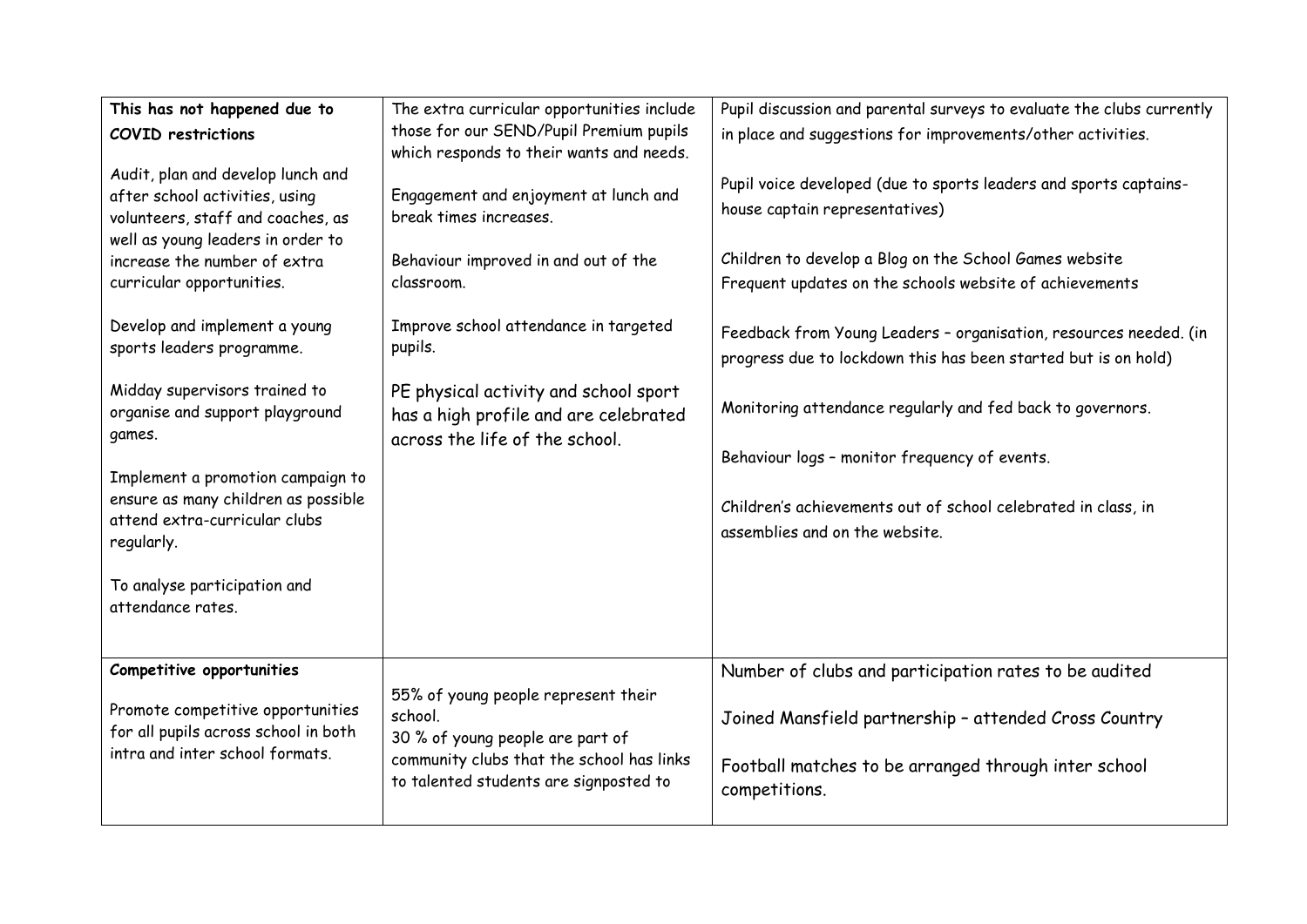| | | |
|---|---|---|
| **This has not happened due to COVID restrictions**<br><br>Audit, plan and develop lunch and after school activities, using volunteers, staff and coaches, as well as young leaders in order to increase the number of extra curricular opportunities.<br><br>Develop and implement a young sports leaders programme.<br><br>Midday supervisors trained to organise and support playground games.<br><br>Implement a promotion campaign to ensure as many children as possible attend extra-curricular clubs regularly.<br><br>To analyse participation and attendance rates. | The extra curricular opportunities include those for our SEND/Pupil Premium pupils which responds to their wants and needs.<br><br>Engagement and enjoyment at lunch and break times increases.<br><br>Behaviour improved in and out of the classroom.<br><br>Improve school attendance in targeted pupils.<br><br>PE physical activity and school sport has a high profile and are celebrated across the life of the school. | Pupil discussion and parental surveys to evaluate the clubs currently in place and suggestions for improvements/other activities.<br><br>Pupil voice developed (due to sports leaders and sports captains-house captain representatives)<br><br>Children to develop a Blog on the School Games website<br>Frequent updates on the schools website of achievements<br><br>Feedback from Young Leaders – organisation, resources needed. (in progress due to lockdown this has been started but is on hold)<br><br>Monitoring attendance regularly and fed back to governors.<br><br>Behaviour logs – monitor frequency of events.<br><br>Children's achievements out of school celebrated in class, in assemblies and on the website. |
| **Competitive opportunities**<br><br>Promote competitive opportunities for all pupils across school in both intra and inter school formats. | 55% of young people represent their school.<br>30 % of young people are part of community clubs that the school has links to talented students are signposted to | Number of clubs and participation rates to be audited<br><br>Joined Mansfield partnership – attended Cross Country<br><br>Football matches to be arranged through inter school competitions. |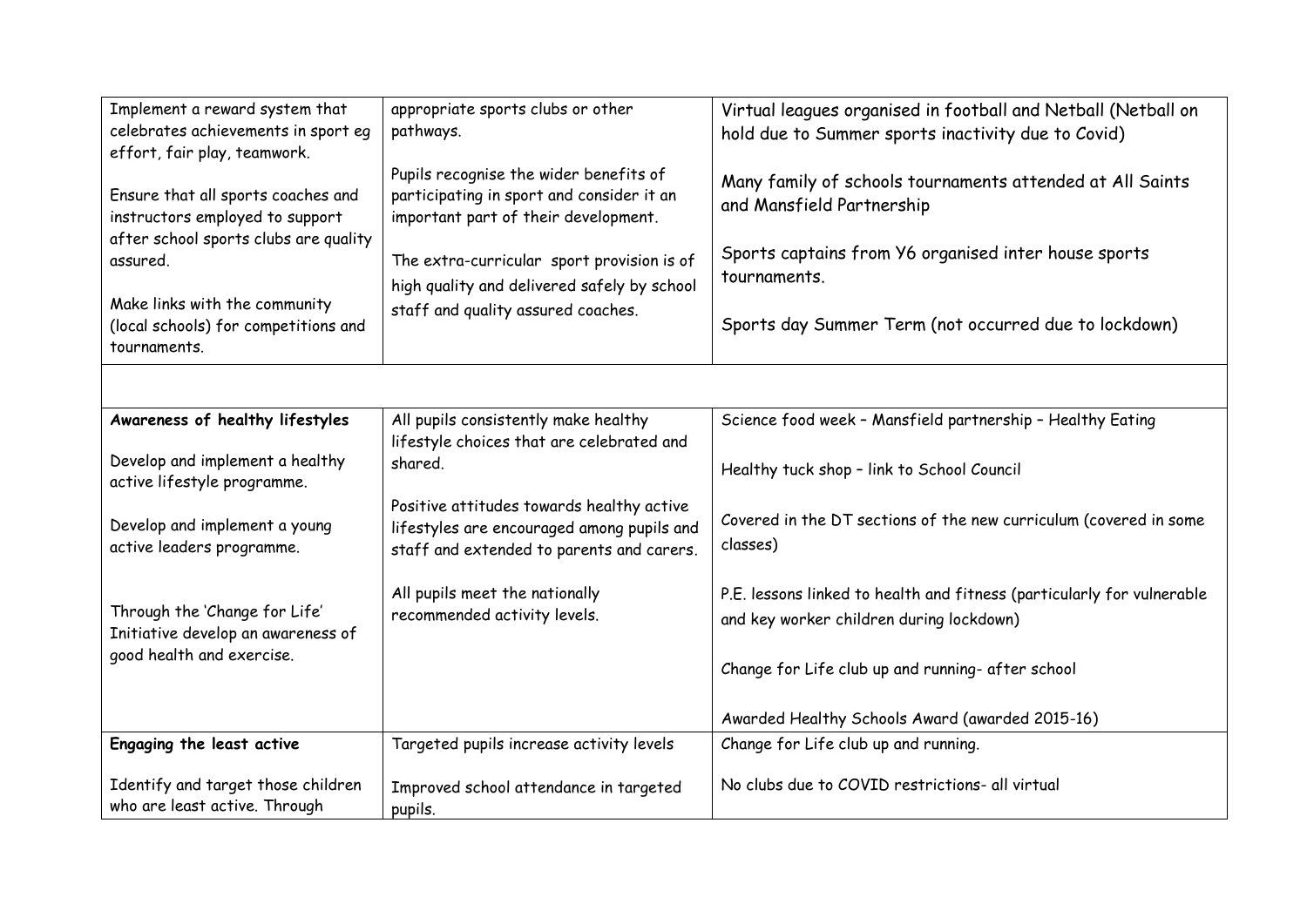| | | |
|---|---|---|
| Implement a reward system that celebrates achievements in sport eg effort, fair play, teamwork.<br><br>Ensure that all sports coaches and instructors employed to support after school sports clubs are quality assured.<br><br>Make links with the community (local schools) for competitions and tournaments. | appropriate sports clubs or other pathways.<br><br>Pupils recognise the wider benefits of participating in sport and consider it an important part of their development.<br><br>The extra-curricular sport provision is of high quality and delivered safely by school staff and quality assured coaches. | Virtual leagues organised in football and Netball (Netball on hold due to Summer sports inactivity due to Covid)<br><br>Many family of schools tournaments attended at All Saints and Mansfield Partnership<br><br>Sports captains from Y6 organised inter house sports tournaments.<br><br>Sports day Summer Term (not occurred due to lockdown) |
| | | |
| **Awareness of healthy lifestyles**<br><br>Develop and implement a healthy active lifestyle programme.<br><br>Develop and implement a young active leaders programme.<br><br>Through the 'Change for Life' Initiative develop an awareness of good health and exercise. | All pupils consistently make healthy lifestyle choices that are celebrated and shared.<br><br>Positive attitudes towards healthy active lifestyles are encouraged among pupils and staff and extended to parents and carers.<br><br>All pupils meet the nationally recommended activity levels. | Science food week – Mansfield partnership – Healthy Eating<br><br>Healthy tuck shop – link to School Council<br><br>Covered in the DT sections of the new curriculum (covered in some classes)<br><br>P.E. lessons linked to health and fitness (particularly for vulnerable and key worker children during lockdown)<br><br>Change for Life club up and running- after school<br><br>Awarded Healthy Schools Award (awarded 2015-16) |
| **Engaging the least active**<br><br>Identify and target those children who are least active. Through | Targeted pupils increase activity levels<br><br>Improved school attendance in targeted pupils. | Change for Life club up and running.<br><br>No clubs due to COVID restrictions- all virtual |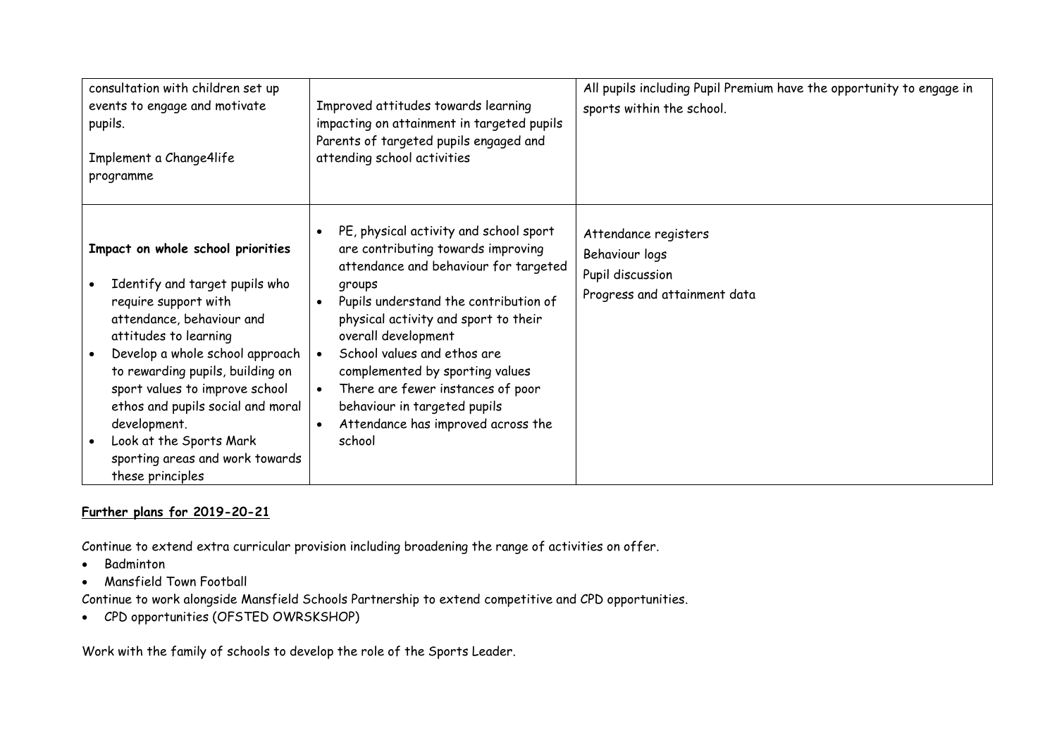| | | |
|---|---|---|
| consultation with children set up events to engage and motivate pupils.<br><br>Implement a Change4life programme | Improved attitudes towards learning impacting on attainment in targeted pupils<br>Parents of targeted pupils engaged and attending school activities | All pupils including Pupil Premium have the opportunity to engage in sports within the school. |
| **Impact on whole school priorities**<br><br>• Identify and target pupils who require support with attendance, behaviour and attitudes to learning<br>• Develop a whole school approach to rewarding pupils, building on sport values to improve school ethos and pupils social and moral development.<br>• Look at the Sports Mark sporting areas and work towards these principles | • PE, physical activity and school sport are contributing towards improving attendance and behaviour for targeted groups<br>• Pupils understand the contribution of physical activity and sport to their overall development<br>• School values and ethos are complemented by sporting values<br>• There are fewer instances of poor behaviour in targeted pupils<br>• Attendance has improved across the school | Attendance registers<br>Behaviour logs<br>Pupil discussion<br>Progress and attainment data |

**<u>Further plans for 2019-20-21</u>**

Continue to extend extra curricular provision including broadening the range of activities on offer.

- Badminton
- Mansfield Town Football

Continue to work alongside Mansfield Schools Partnership to extend competitive and CPD opportunities.

- CPD opportunities (OFSTED OWRSKSHOP)

Work with the family of schools to develop the role of the Sports Leader.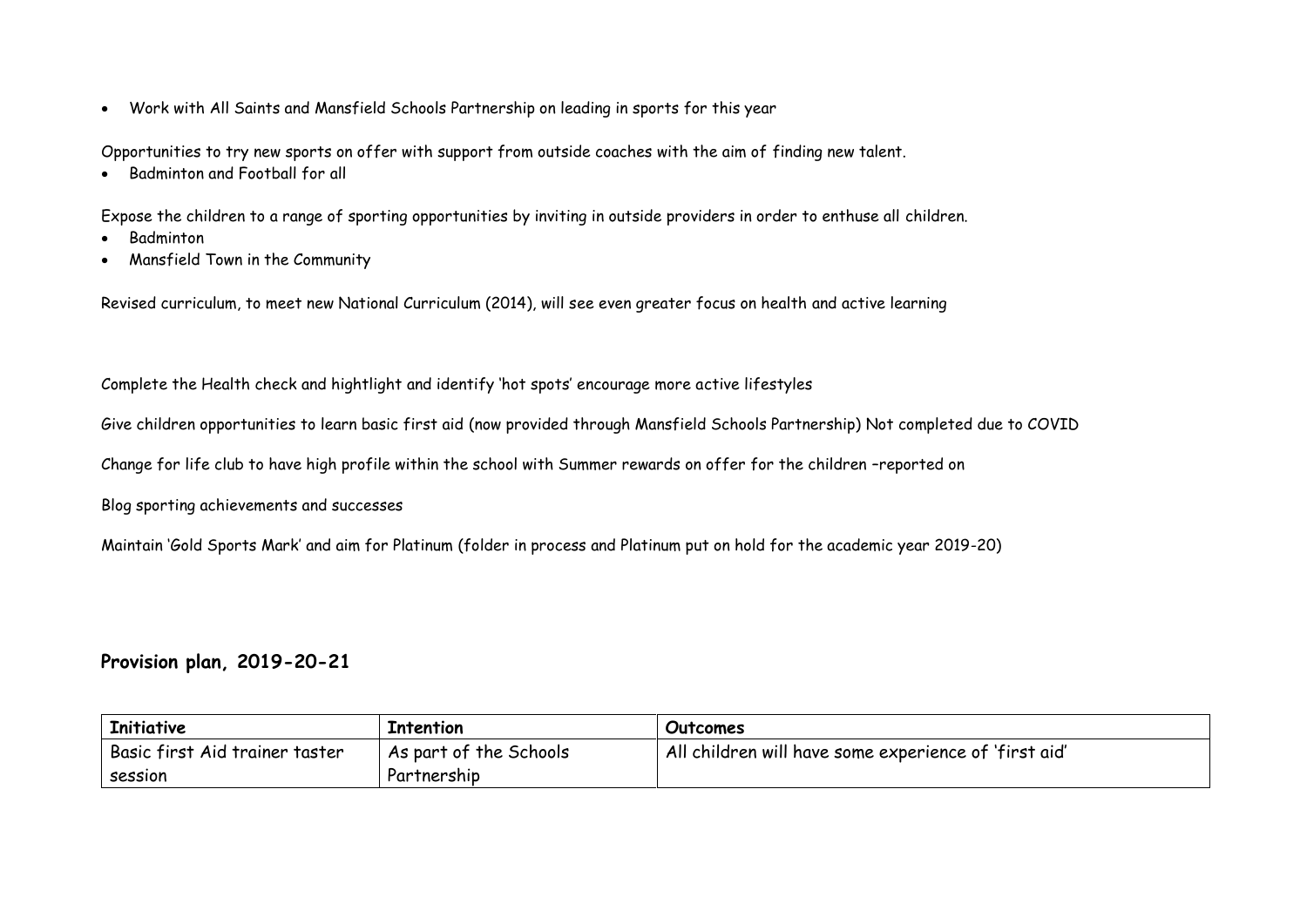- Work with All Saints and Mansfield Schools Partnership on leading in sports for this year

Opportunities to try new sports on offer with support from outside coaches with the aim of finding new talent.

- Badminton and Football for all

Expose the children to a range of sporting opportunities by inviting in outside providers in order to enthuse all children.

- Badminton
- Mansfield Town in the Community

Revised curriculum, to meet new National Curriculum (2014), will see even greater focus on health and active learning

Complete the Health check and hightlight and identify 'hot spots' encourage more active lifestyles

Give children opportunities to learn basic first aid (now provided through Mansfield Schools Partnership) Not completed due to COVID

Change for life club to have high profile within the school with Summer rewards on offer for the children –reported on

Blog sporting achievements and successes

Maintain 'Gold Sports Mark' and aim for Platinum (folder in process and Platinum put on hold for the academic year 2019-20)

## Provision plan, 2019-20-21

| Initiative | Intention | Outcomes |
|---|---|---|
| Basic first Aid trainer taster session | As part of the Schools Partnership | All children will have some experience of 'first aid' |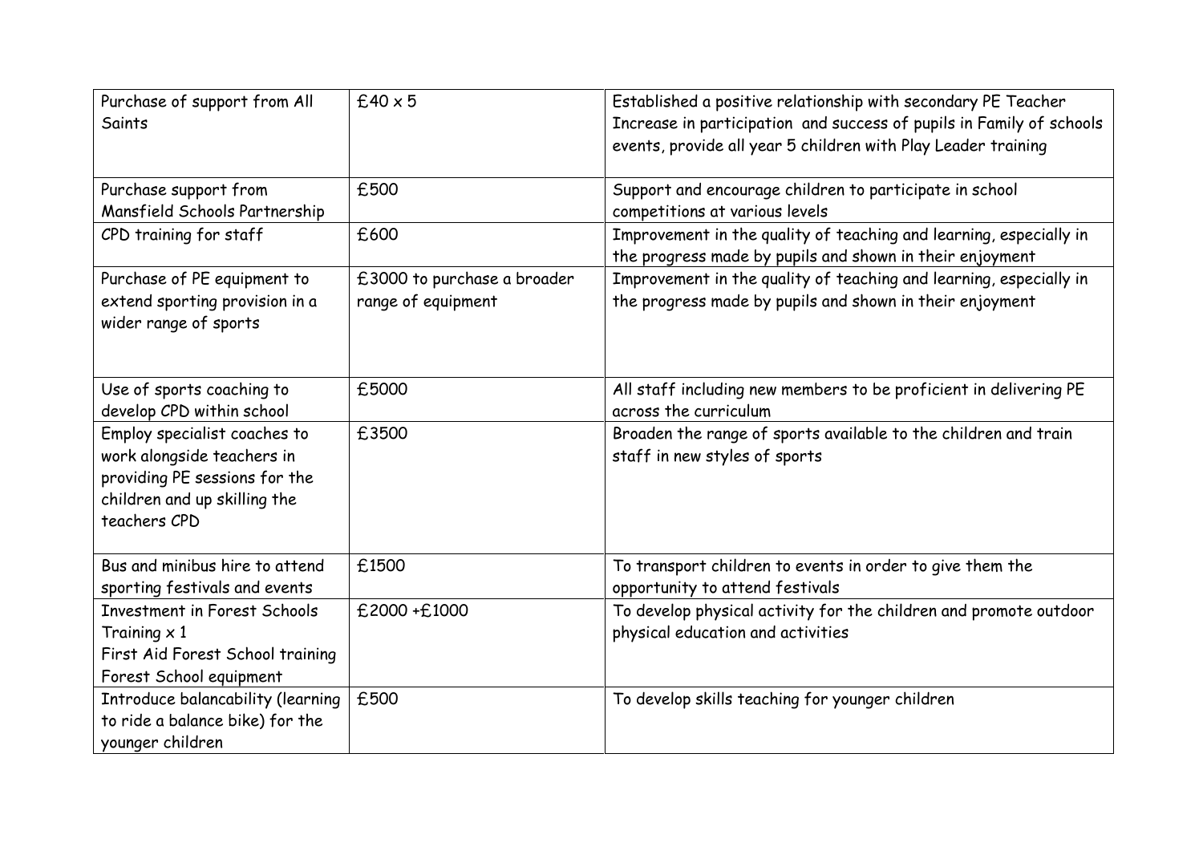| | | |
|---|---|---|
| Purchase of support from All Saints | £40 x 5 | Established a positive relationship with secondary PE Teacher Increase in participation and success of pupils in Family of schools events, provide all year 5 children with Play Leader training |
| Purchase support from Mansfield Schools Partnership | £500 | Support and encourage children to participate in school competitions at various levels |
| CPD training for staff | £600 | Improvement in the quality of teaching and learning, especially in the progress made by pupils and shown in their enjoyment |
| Purchase of PE equipment to extend sporting provision in a wider range of sports | £3000 to purchase a broader range of equipment | Improvement in the quality of teaching and learning, especially in the progress made by pupils and shown in their enjoyment |
| Use of sports coaching to develop CPD within school | £5000 | All staff including new members to be proficient in delivering PE across the curriculum |
| Employ specialist coaches to work alongside teachers in providing PE sessions for the children and up skilling the teachers CPD | £3500 | Broaden the range of sports available to the children and train staff in new styles of sports |
| Bus and minibus hire to attend sporting festivals and events | £1500 | To transport children to events in order to give them the opportunity to attend festivals |
| Investment in Forest Schools Training x 1<br>First Aid Forest School training<br>Forest School equipment | £2000 +£1000 | To develop physical activity for the children and promote outdoor physical education and activities |
| Introduce balancability (learning to ride a balance bike) for the younger children | £500 | To develop skills teaching for younger children |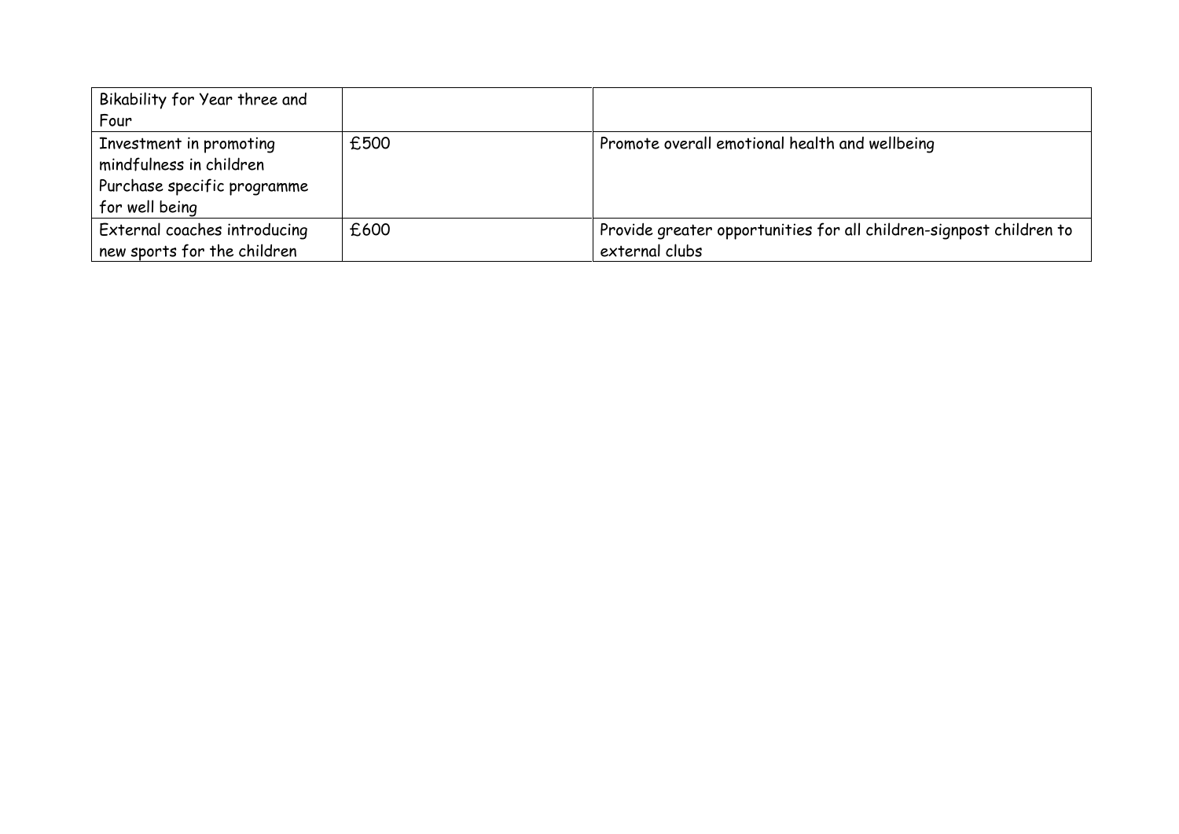| | | |
|---|---|---|
| Bikability for Year three and Four | | |
| Investment in promoting mindfulness in children Purchase specific programme for well being | £500 | Promote overall emotional health and wellbeing |
| External coaches introducing new sports for the children | £600 | Provide greater opportunities for all children-signpost children to external clubs |